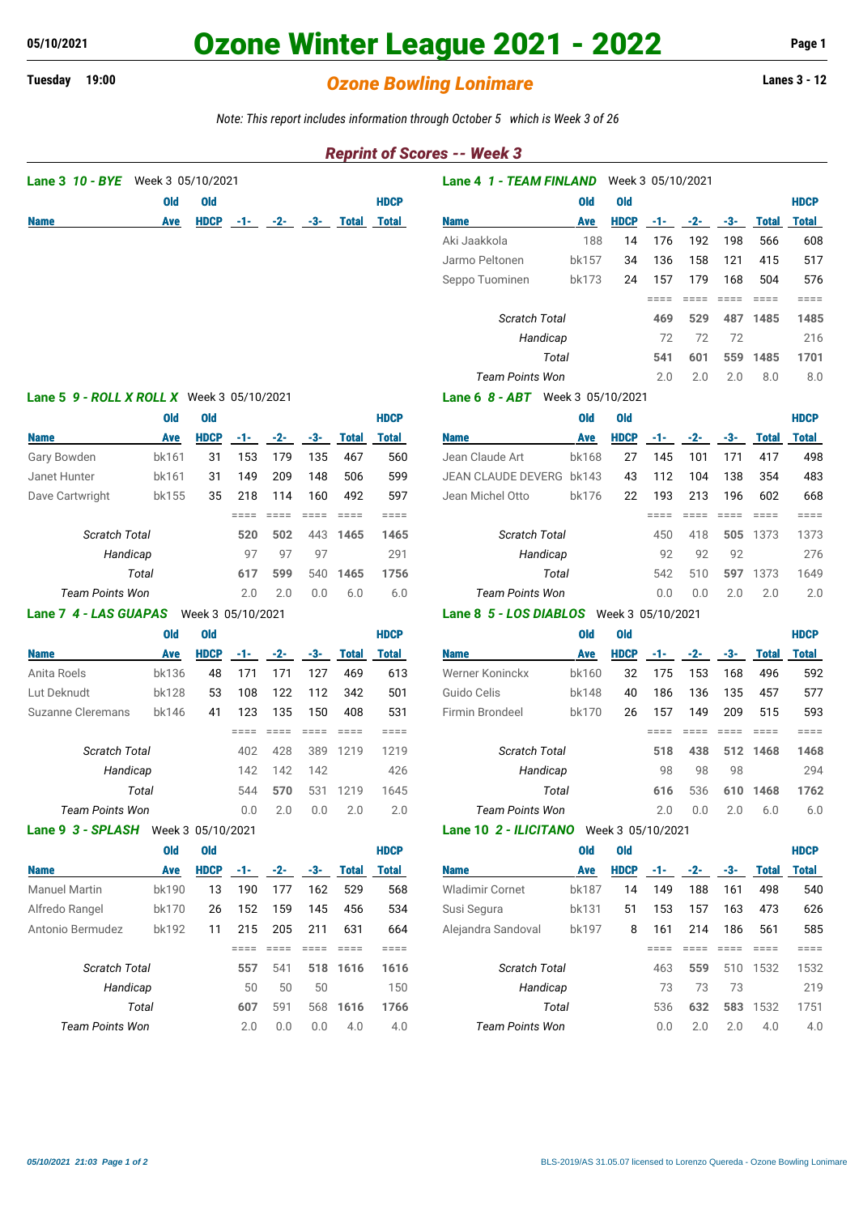05/10/2021

# Ozone Winter League 2021 - 2022

Tuesday 19:00

## *Ozone Bowling Lonimare*

Lanes 3 - 12

*Note: This report includes information through October 5 which is Week 3 of 26*

### *Reprint of Scores -- Week 3*

**Lane 3 *10 - BYE*** Week 3 05/10/2021

| Name | Old Ave | Old HDCP | -1- | -2- | -3- | Total | HDCP Total |
|---|---|---|---|---|---|---|---|

**Lane 4 *1 - TEAM FINLAND*** Week 3 05/10/2021

| Name | Old Ave | Old HDCP | -1- | -2- | -3- | Total | HDCP Total |
|---|---|---|---|---|---|---|---|
| Aki Jaakkola | 188 | 14 | 176 | 192 | 198 | 566 | 608 |
| Jarmo Peltonen | bk157 | 34 | 136 | 158 | 121 | 415 | 517 |
| Seppo Tuominen | bk173 | 24 | 157 | 179 | 168 | 504 | 576 |
| | | | ==== | ==== | ==== | ==== | ==== |
| *Scratch Total* | | | 469 | 529 | 487 | 1485 | 1485 |
| *Handicap* | | | 72 | 72 | 72 | | 216 |
| *Total* | | | 541 | 601 | 559 | 1485 | 1701 |
| *Team Points Won* | | | 2.0 | 2.0 | 2.0 | 8.0 | 8.0 |

**Lane 5 *9 - ROLL X ROLL X*** Week 3 05/10/2021

| Name | Old Ave | Old HDCP | -1- | -2- | -3- | Total | HDCP Total |
|---|---|---|---|---|---|---|---|
| Gary Bowden | bk161 | 31 | 153 | 179 | 135 | 467 | 560 |
| Janet Hunter | bk161 | 31 | 149 | 209 | 148 | 506 | 599 |
| Dave Cartwright | bk155 | 35 | 218 | 114 | 160 | 492 | 597 |
| | | | ==== | ==== | ==== | ==== | ==== |
| *Scratch Total* | | | 520 | 502 | 443 | 1465 | 1465 |
| *Handicap* | | | 97 | 97 | 97 | | 291 |
| *Total* | | | 617 | 599 | 540 | 1465 | 1756 |
| *Team Points Won* | | | 2.0 | 2.0 | 0.0 | 6.0 | 6.0 |

**Lane 6 *8 - ABT*** Week 3 05/10/2021

| Name | Old Ave | Old HDCP | -1- | -2- | -3- | Total | HDCP Total |
|---|---|---|---|---|---|---|---|
| Jean Claude Art | bk168 | 27 | 145 | 101 | 171 | 417 | 498 |
| JEAN CLAUDE DEVERG | bk143 | 43 | 112 | 104 | 138 | 354 | 483 |
| Jean Michel Otto | bk176 | 22 | 193 | 213 | 196 | 602 | 668 |
| | | | ==== | ==== | ==== | ==== | ==== |
| *Scratch Total* | | | 450 | 418 | 505 | 1373 | 1373 |
| *Handicap* | | | 92 | 92 | 92 | | 276 |
| *Total* | | | 542 | 510 | 597 | 1373 | 1649 |
| *Team Points Won* | | | 0.0 | 0.0 | 2.0 | 2.0 | 2.0 |

**Lane 7 *4 - LAS GUAPAS*** Week 3 05/10/2021

| Name | Old Ave | Old HDCP | -1- | -2- | -3- | Total | HDCP Total |
|---|---|---|---|---|---|---|---|
| Anita Roels | bk136 | 48 | 171 | 171 | 127 | 469 | 613 |
| Lut Deknudt | bk128 | 53 | 108 | 122 | 112 | 342 | 501 |
| Suzanne Cleremans | bk146 | 41 | 123 | 135 | 150 | 408 | 531 |
| | | | ==== | ==== | ==== | ==== | ==== |
| *Scratch Total* | | | 402 | 428 | 389 | 1219 | 1219 |
| *Handicap* | | | 142 | 142 | 142 | | 426 |
| *Total* | | | 544 | 570 | 531 | 1219 | 1645 |
| *Team Points Won* | | | 0.0 | 2.0 | 0.0 | 2.0 | 2.0 |

**Lane 8 *5 - LOS DIABLOS*** Week 3 05/10/2021

| Name | Old Ave | Old HDCP | -1- | -2- | -3- | Total | HDCP Total |
|---|---|---|---|---|---|---|---|
| Werner Koninckx | bk160 | 32 | 175 | 153 | 168 | 496 | 592 |
| Guido Celis | bk148 | 40 | 186 | 136 | 135 | 457 | 577 |
| Firmin Brondeel | bk170 | 26 | 157 | 149 | 209 | 515 | 593 |
| | | | ==== | ==== | ==== | ==== | ==== |
| *Scratch Total* | | | 518 | 438 | 512 | 1468 | 1468 |
| *Handicap* | | | 98 | 98 | 98 | | 294 |
| *Total* | | | 616 | 536 | 610 | 1468 | 1762 |
| *Team Points Won* | | | 2.0 | 0.0 | 2.0 | 6.0 | 6.0 |

**Lane 9 *3 - SPLASH*** Week 3 05/10/2021

| Name | Old Ave | Old HDCP | -1- | -2- | -3- | Total | HDCP Total |
|---|---|---|---|---|---|---|---|
| Manuel Martin | bk190 | 13 | 190 | 177 | 162 | 529 | 568 |
| Alfredo Rangel | bk170 | 26 | 152 | 159 | 145 | 456 | 534 |
| Antonio Bermudez | bk192 | 11 | 215 | 205 | 211 | 631 | 664 |
| | | | ==== | ==== | ==== | ==== | ==== |
| *Scratch Total* | | | 557 | 541 | 518 | 1616 | 1616 |
| *Handicap* | | | 50 | 50 | 50 | | 150 |
| *Total* | | | 607 | 591 | 568 | 1616 | 1766 |
| *Team Points Won* | | | 2.0 | 0.0 | 0.0 | 4.0 | 4.0 |

**Lane 10 *2 - ILICITANO*** Week 3 05/10/2021

| Name | Old Ave | Old HDCP | -1- | -2- | -3- | Total | HDCP Total |
|---|---|---|---|---|---|---|---|
| Wladimir Cornet | bk187 | 14 | 149 | 188 | 161 | 498 | 540 |
| Susi Segura | bk131 | 51 | 153 | 157 | 163 | 473 | 626 |
| Alejandra Sandoval | bk197 | 8 | 161 | 214 | 186 | 561 | 585 |
| | | | ==== | ==== | ==== | ==== | ==== |
| *Scratch Total* | | | 463 | 559 | 510 | 1532 | 1532 |
| *Handicap* | | | 73 | 73 | 73 | | 219 |
| *Total* | | | 536 | 632 | 583 | 1532 | 1751 |
| *Team Points Won* | | | 0.0 | 2.0 | 2.0 | 4.0 | 4.0 |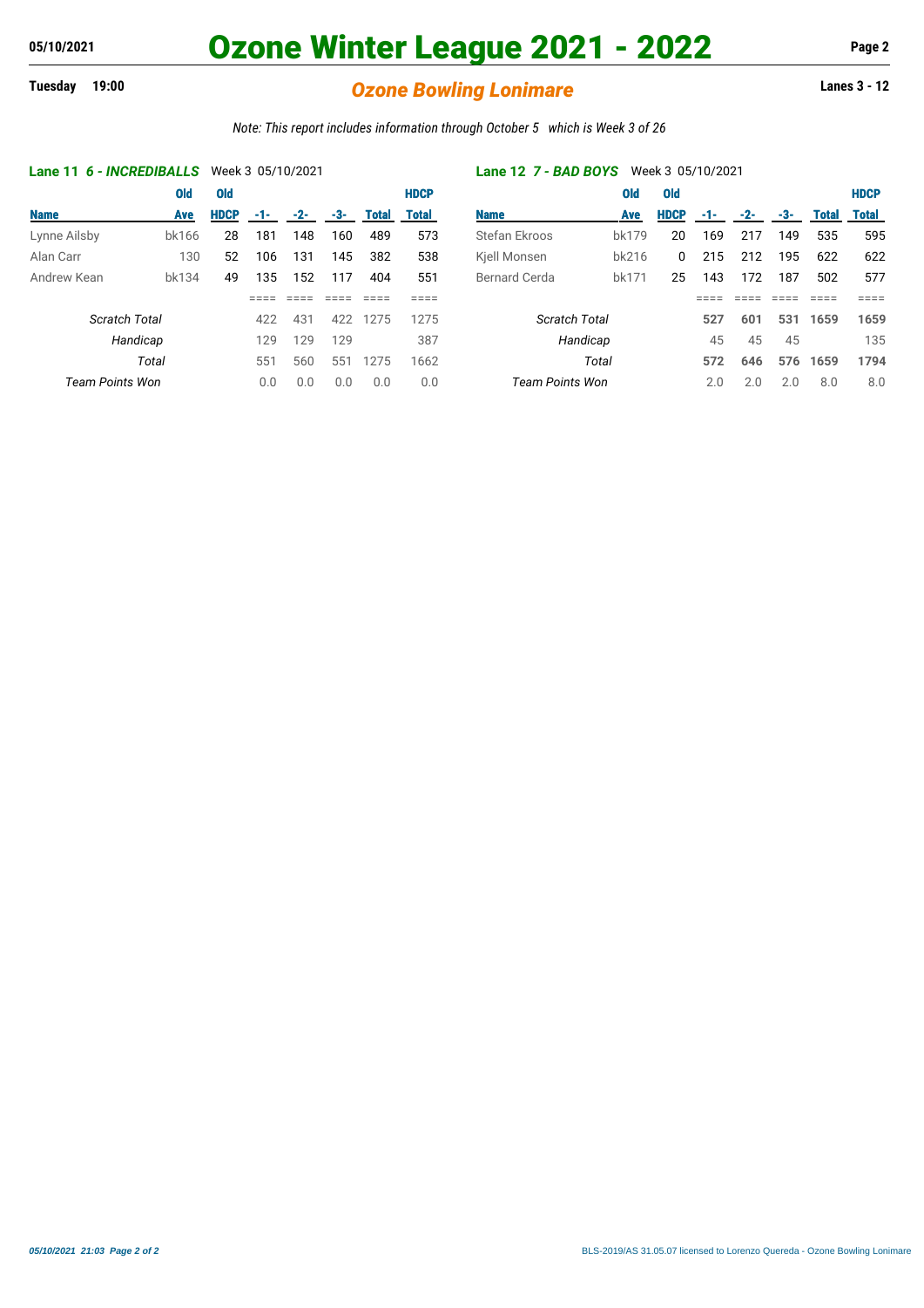# Ozone Winter League 2021 - 2022

**Tuesday 19:00** — ***Ozone Bowling Lonimare*** — **Lanes 3 - 12**

*Note: This report includes information through October 5 which is Week 3 of 26*

### Lane 11 *6 - INCREDIBALLS* Week 3 05/10/2021

| Name | Old Ave | Old HDCP | -1- | -2- | -3- | Total | HDCP Total |
|---|---|---|---|---|---|---|---|
| Lynne Ailsby | bk166 | 28 | 181 | 148 | 160 | 489 | 573 |
| Alan Carr | 130 | 52 | 106 | 131 | 145 | 382 | 538 |
| Andrew Kean | bk134 | 49 | 135 | 152 | 117 | 404 | 551 |
| | | | ==== | ==== | ==== | ==== | ==== |
| *Scratch Total* | | | 422 | 431 | 422 | 1275 | 1275 |
| *Handicap* | | | 129 | 129 | 129 | | 387 |
| *Total* | | | 551 | 560 | 551 | 1275 | 1662 |
| *Team Points Won* | | | 0.0 | 0.0 | 0.0 | 0.0 | 0.0 |

### Lane 12 *7 - BAD BOYS* Week 3 05/10/2021

| Name | Old Ave | Old HDCP | -1- | -2- | -3- | Total | HDCP Total |
|---|---|---|---|---|---|---|---|
| Stefan Ekroos | bk179 | 20 | 169 | 217 | 149 | 535 | 595 |
| Kjell Monsen | bk216 | 0 | 215 | 212 | 195 | 622 | 622 |
| Bernard Cerda | bk171 | 25 | 143 | 172 | 187 | 502 | 577 |
| | | | ==== | ==== | ==== | ==== | ==== |
| *Scratch Total* | | | **527** | **601** | **531** | **1659** | **1659** |
| *Handicap* | | | 45 | 45 | 45 | | 135 |
| *Total* | | | **572** | **646** | **576** | **1659** | **1794** |
| *Team Points Won* | | | 2.0 | 2.0 | 2.0 | 8.0 | 8.0 |

BLS-2019/AS 31.05.07 licensed to Lorenzo Quereda - Ozone Bowling Lonimare